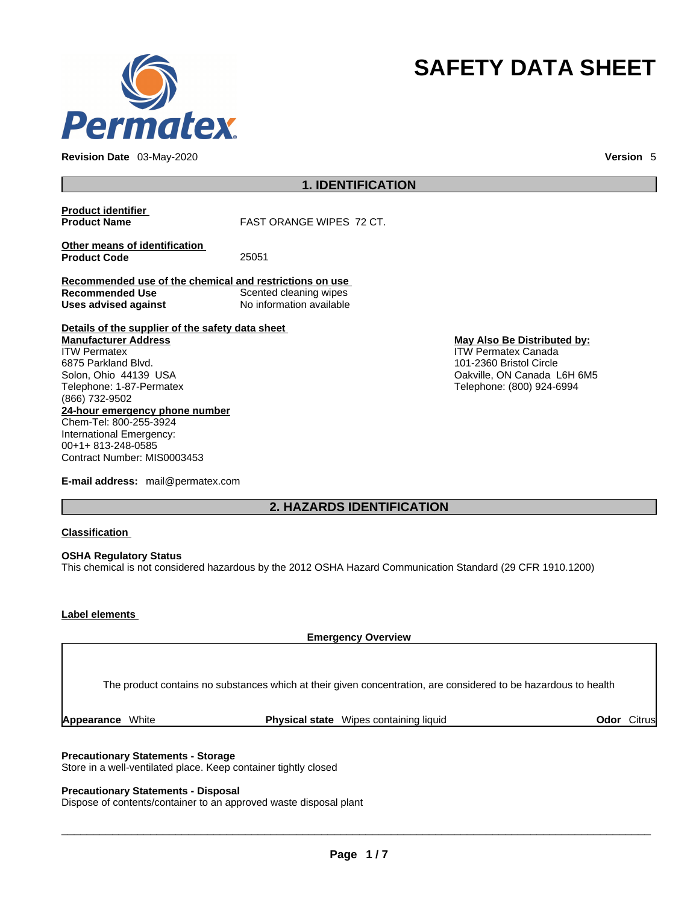Permatex

# SAFETY DATA SHEET

**Revision Date** 03-May-2020 **Version** 5

## 1. IDENTIFICATION

**Product identifier**

| | |
|---|---|
| **Product Name** | FAST ORANGE WIPES 72 CT. |

**Other means of identification**

| | |
|---|---|
| **Product Code** | 25051 |

**Recommended use of the chemical and restrictions on use**

| | |
|---|---|
| **Recommended Use** | Scented cleaning wipes |
| **Uses advised against** | No information available |

**Details of the supplier of the safety data sheet**

**Manufacturer Address**
ITW Permatex
6875 Parkland Blvd.
Solon, Ohio 44139 USA
Telephone: 1-87-Permatex
(866) 732-9502

**May Also Be Distributed by:**
ITW Permatex Canada
101-2360 Bristol Circle
Oakville, ON Canada L6H 6M5
Telephone: (800) 924-6994

**24-hour emergency phone number**
Chem-Tel: 800-255-3924
International Emergency:
00+1+ 813-248-0585
Contract Number: MIS0003453

**E-mail address:** mail@permatex.com

## 2. HAZARDS IDENTIFICATION

**Classification**

**OSHA Regulatory Status**
This chemical is not considered hazardous by the 2012 OSHA Hazard Communication Standard (29 CFR 1910.1200)

**Label elements**

**Emergency Overview**

The product contains no substances which at their given concentration, are considered to be hazardous to health

**Appearance** White **Physical state** Wipes containing liquid **Odor** Citrus

**Precautionary Statements - Storage**
Store in a well-ventilated place. Keep container tightly closed

**Precautionary Statements - Disposal**
Dispose of contents/container to an approved waste disposal plant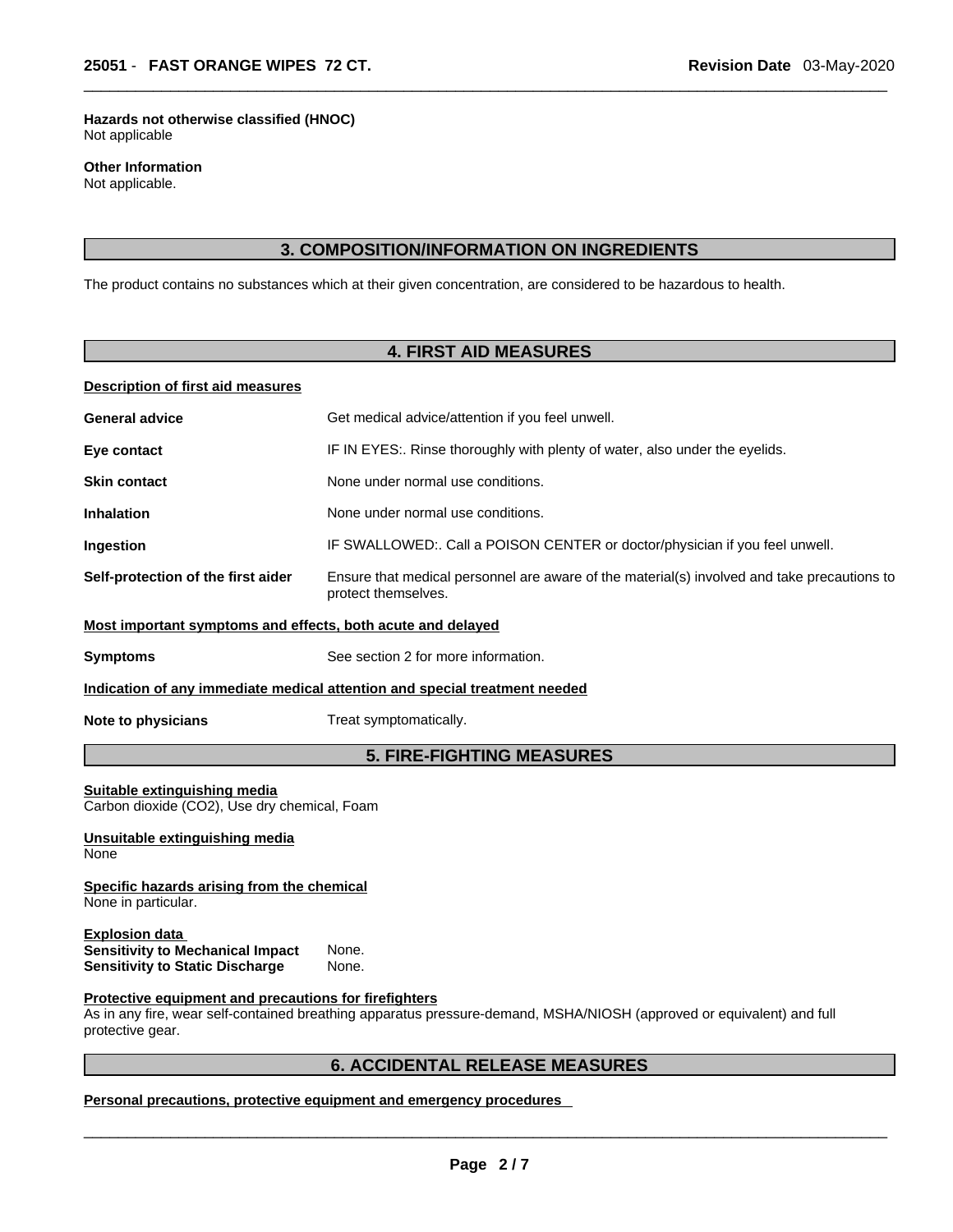**Hazards not otherwise classified (HNOC)**
Not applicable

**Other Information**
Not applicable.

## 3. COMPOSITION/INFORMATION ON INGREDIENTS

The product contains no substances which at their given concentration, are considered to be hazardous to health.

## 4. FIRST AID MEASURES

**Description of first aid measures**

| | |
|---|---|
| **General advice** | Get medical advice/attention if you feel unwell. |
| **Eye contact** | IF IN EYES:. Rinse thoroughly with plenty of water, also under the eyelids. |
| **Skin contact** | None under normal use conditions. |
| **Inhalation** | None under normal use conditions. |
| **Ingestion** | IF SWALLOWED:. Call a POISON CENTER or doctor/physician if you feel unwell. |
| **Self-protection of the first aider** | Ensure that medical personnel are aware of the material(s) involved and take precautions to protect themselves. |

**Most important symptoms and effects, both acute and delayed**

| | |
|---|---|
| **Symptoms** | See section 2 for more information. |

**Indication of any immediate medical attention and special treatment needed**

| | |
|---|---|
| **Note to physicians** | Treat symptomatically. |

## 5. FIRE-FIGHTING MEASURES

**Suitable extinguishing media**
Carbon dioxide ($CO_2$), Use dry chemical, Foam

**Unsuitable extinguishing media**
None

**Specific hazards arising from the chemical**
None in particular.

**Explosion data**
**Sensitivity to Mechanical Impact** None.
**Sensitivity to Static Discharge** None.

**Protective equipment and precautions for firefighters**
As in any fire, wear self-contained breathing apparatus pressure-demand, MSHA/NIOSH (approved or equivalent) and full protective gear.

## 6. ACCIDENTAL RELEASE MEASURES

**Personal precautions, protective equipment and emergency procedures**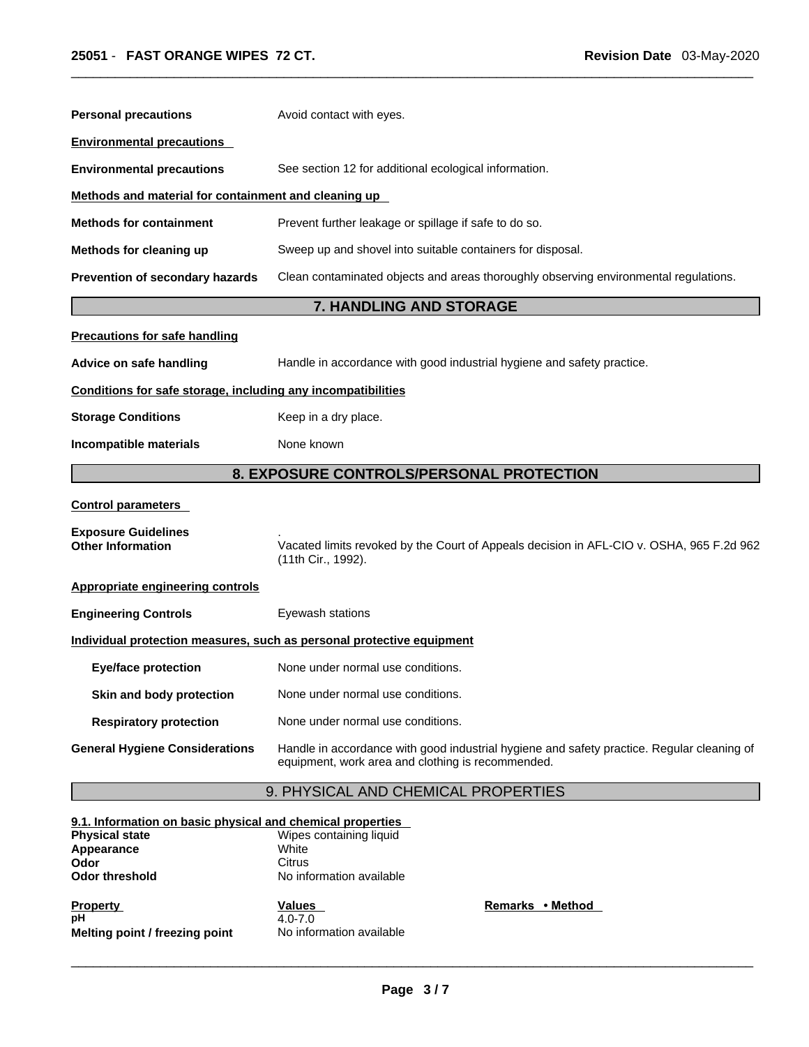**Personal precautions** Avoid contact with eyes.

**Environmental precautions**

**Environmental precautions** See section 12 for additional ecological information.

**Methods and material for containment and cleaning up**

**Methods for containment** Prevent further leakage or spillage if safe to do so.

**Methods for cleaning up** Sweep up and shovel into suitable containers for disposal.

**Prevention of secondary hazards** Clean contaminated objects and areas thoroughly observing environmental regulations.

## 7. HANDLING AND STORAGE

**Precautions for safe handling**

**Advice on safe handling** Handle in accordance with good industrial hygiene and safety practice.

**Conditions for safe storage, including any incompatibilities**

**Storage Conditions** Keep in a dry place.

**Incompatible materials** None known

## 8. EXPOSURE CONTROLS/PERSONAL PROTECTION

**Control parameters**

**Exposure Guidelines** .

**Other Information** Vacated limits revoked by the Court of Appeals decision in AFL-CIO v. OSHA, 965 F.2d 962 (11th Cir., 1992).

**Appropriate engineering controls**

**Engineering Controls** Eyewash stations

**Individual protection measures, such as personal protective equipment**

**Eye/face protection** None under normal use conditions.

**Skin and body protection** None under normal use conditions.

**Respiratory protection** None under normal use conditions.

**General Hygiene Considerations** Handle in accordance with good industrial hygiene and safety practice. Regular cleaning of equipment, work area and clothing is recommended.

## 9. PHYSICAL AND CHEMICAL PROPERTIES

**9.1. Information on basic physical and chemical properties**

**Physical state** Wipes containing liquid
**Appearance** White
**Odor** Citrus
**Odor threshold** No information available

| Property | Values | Remarks • Method |
|---|---|---|
| pH | 4.0-7.0 | |
| Melting point / freezing point | No information available | |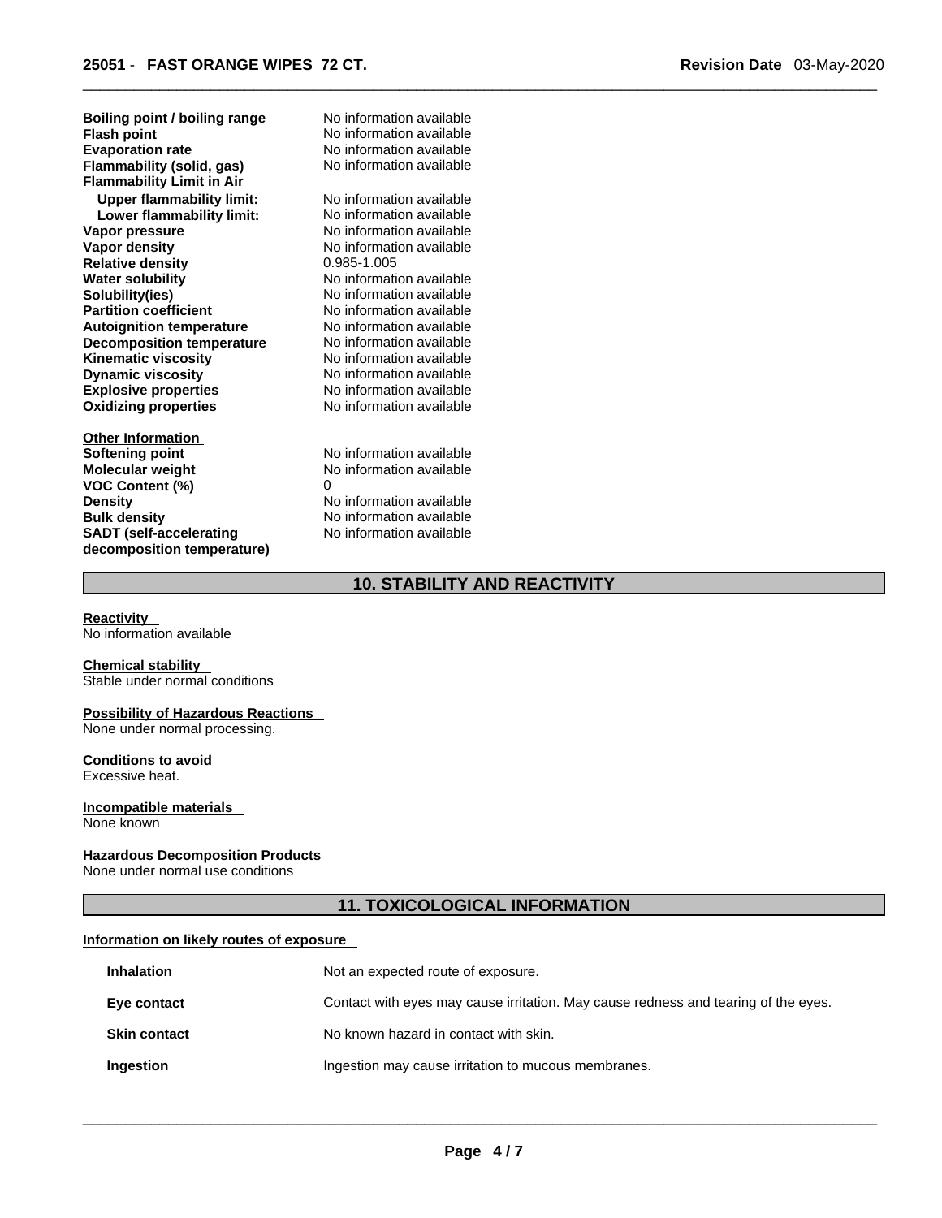| | |
|---|---|
| **Boiling point / boiling range** | No information available |
| **Flash point** | No information available |
| **Evaporation rate** | No information available |
| **Flammability (solid, gas)** | No information available |
| **Flammability Limit in Air** | |
| **Upper flammability limit:** | No information available |
| **Lower flammability limit:** | No information available |
| **Vapor pressure** | No information available |
| **Vapor density** | No information available |
| **Relative density** | 0.985-1.005 |
| **Water solubility** | No information available |
| **Solubility(ies)** | No information available |
| **Partition coefficient** | No information available |
| **Autoignition temperature** | No information available |
| **Decomposition temperature** | No information available |
| **Kinematic viscosity** | No information available |
| **Dynamic viscosity** | No information available |
| **Explosive properties** | No information available |
| **Oxidizing properties** | No information available |

**Other Information**

| | |
|---|---|
| **Softening point** | No information available |
| **Molecular weight** | No information available |
| **VOC Content (%)** | 0 |
| **Density** | No information available |
| **Bulk density** | No information available |
| **SADT (self-accelerating decomposition temperature)** | No information available |

## 10. STABILITY AND REACTIVITY

**Reactivity**
No information available

**Chemical stability**
Stable under normal conditions

**Possibility of Hazardous Reactions**
None under normal processing.

**Conditions to avoid**
Excessive heat.

**Incompatible materials**
None known

**Hazardous Decomposition Products**
None under normal use conditions

## 11. TOXICOLOGICAL INFORMATION

**Information on likely routes of exposure**

| | |
|---|---|
| **Inhalation** | Not an expected route of exposure. |
| **Eye contact** | Contact with eyes may cause irritation. May cause redness and tearing of the eyes. |
| **Skin contact** | No known hazard in contact with skin. |
| **Ingestion** | Ingestion may cause irritation to mucous membranes. |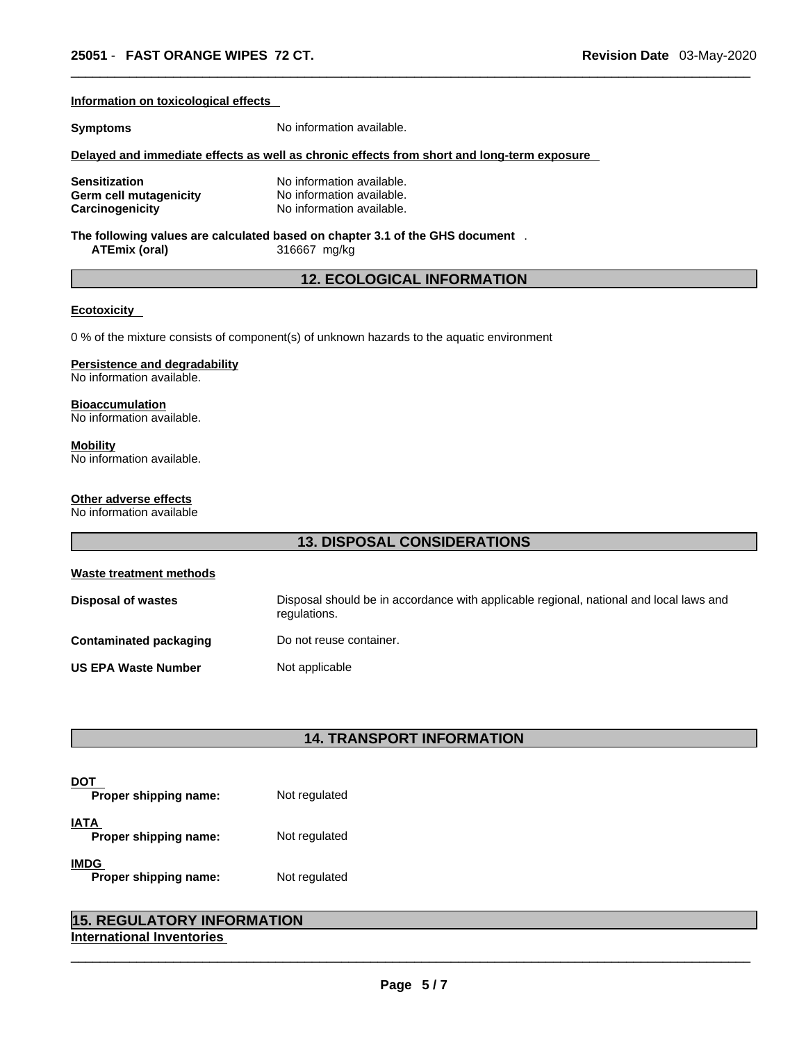**Information on toxicological effects**

| | |
|---|---|
| **Symptoms** | No information available. |

**Delayed and immediate effects as well as chronic effects from short and long-term exposure**

| | |
|---|---|
| **Sensitization** | No information available. |
| **Germ cell mutagenicity** | No information available. |
| **Carcinogenicity** | No information available. |

**The following values are calculated based on chapter 3.1 of the GHS document** .

| | |
|---|---|
| **ATEmix (oral)** | 316667 mg/kg |

## 12. ECOLOGICAL INFORMATION

**Ecotoxicity**

0 % of the mixture consists of component(s) of unknown hazards to the aquatic environment

**Persistence and degradability**
No information available.

**Bioaccumulation**
No information available.

**Mobility**
No information available.

**Other adverse effects**
No information available

## 13. DISPOSAL CONSIDERATIONS

**Waste treatment methods**

| | |
|---|---|
| **Disposal of wastes** | Disposal should be in accordance with applicable regional, national and local laws and regulations. |
| **Contaminated packaging** | Do not reuse container. |
| **US EPA Waste Number** | Not applicable |

## 14. TRANSPORT INFORMATION

**DOT**

| | |
|---|---|
| **Proper shipping name:** | Not regulated |

**IATA**

| | |
|---|---|
| **Proper shipping name:** | Not regulated |

**IMDG**

| | |
|---|---|
| **Proper shipping name:** | Not regulated |

## 15. REGULATORY INFORMATION

**International Inventories**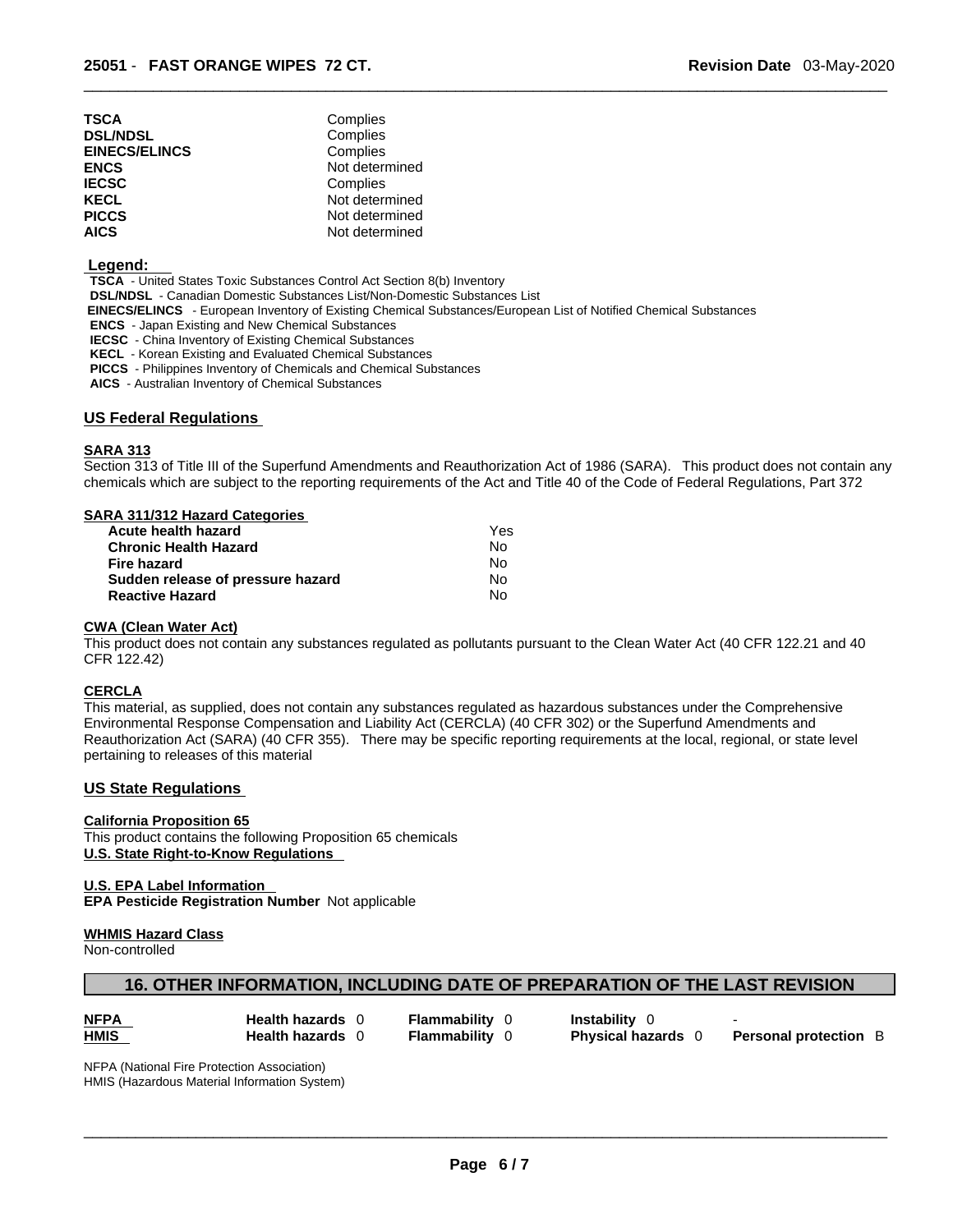| | |
|---|---|
| **TSCA** | Complies |
| **DSL/NDSL** | Complies |
| **EINECS/ELINCS** | Complies |
| **ENCS** | Not determined |
| **IECSC** | Complies |
| **KECL** | Not determined |
| **PICCS** | Not determined |
| **AICS** | Not determined |

**Legend:**

**TSCA** - United States Toxic Substances Control Act Section 8(b) Inventory
**DSL/NDSL** - Canadian Domestic Substances List/Non-Domestic Substances List
**EINECS/ELINCS** - European Inventory of Existing Chemical Substances/European List of Notified Chemical Substances
**ENCS** - Japan Existing and New Chemical Substances
**IECSC** - China Inventory of Existing Chemical Substances
**KECL** - Korean Existing and Evaluated Chemical Substances
**PICCS** - Philippines Inventory of Chemicals and Chemical Substances
**AICS** - Australian Inventory of Chemical Substances

## US Federal Regulations

**SARA 313**

Section 313 of Title III of the Superfund Amendments and Reauthorization Act of 1986 (SARA). This product does not contain any chemicals which are subject to the reporting requirements of the Act and Title 40 of the Code of Federal Regulations, Part 372

**SARA 311/312 Hazard Categories**

| | |
|---|---|
| **Acute health hazard** | Yes |
| **Chronic Health Hazard** | No |
| **Fire hazard** | No |
| **Sudden release of pressure hazard** | No |
| **Reactive Hazard** | No |

**CWA (Clean Water Act)**

This product does not contain any substances regulated as pollutants pursuant to the Clean Water Act (40 CFR 122.21 and 40 CFR 122.42)

**CERCLA**

This material, as supplied, does not contain any substances regulated as hazardous substances under the Comprehensive Environmental Response Compensation and Liability Act (CERCLA) (40 CFR 302) or the Superfund Amendments and Reauthorization Act (SARA) (40 CFR 355). There may be specific reporting requirements at the local, regional, or state level pertaining to releases of this material

## US State Regulations

**California Proposition 65**

This product contains the following Proposition 65 chemicals

**U.S. State Right-to-Know Regulations**

**U.S. EPA Label Information**

**EPA Pesticide Registration Number** Not applicable

**WHMIS Hazard Class**

Non-controlled

## 16. OTHER INFORMATION, INCLUDING DATE OF PREPARATION OF THE LAST REVISION

| | | | | |
|---|---|---|---|---|
| **NFPA** | **Health hazards** 0 | **Flammability** 0 | **Instability** 0 | - |
| **HMIS** | **Health hazards** 0 | **Flammability** 0 | **Physical hazards** 0 | **Personal protection** B |

NFPA (National Fire Protection Association)
HMIS (Hazardous Material Information System)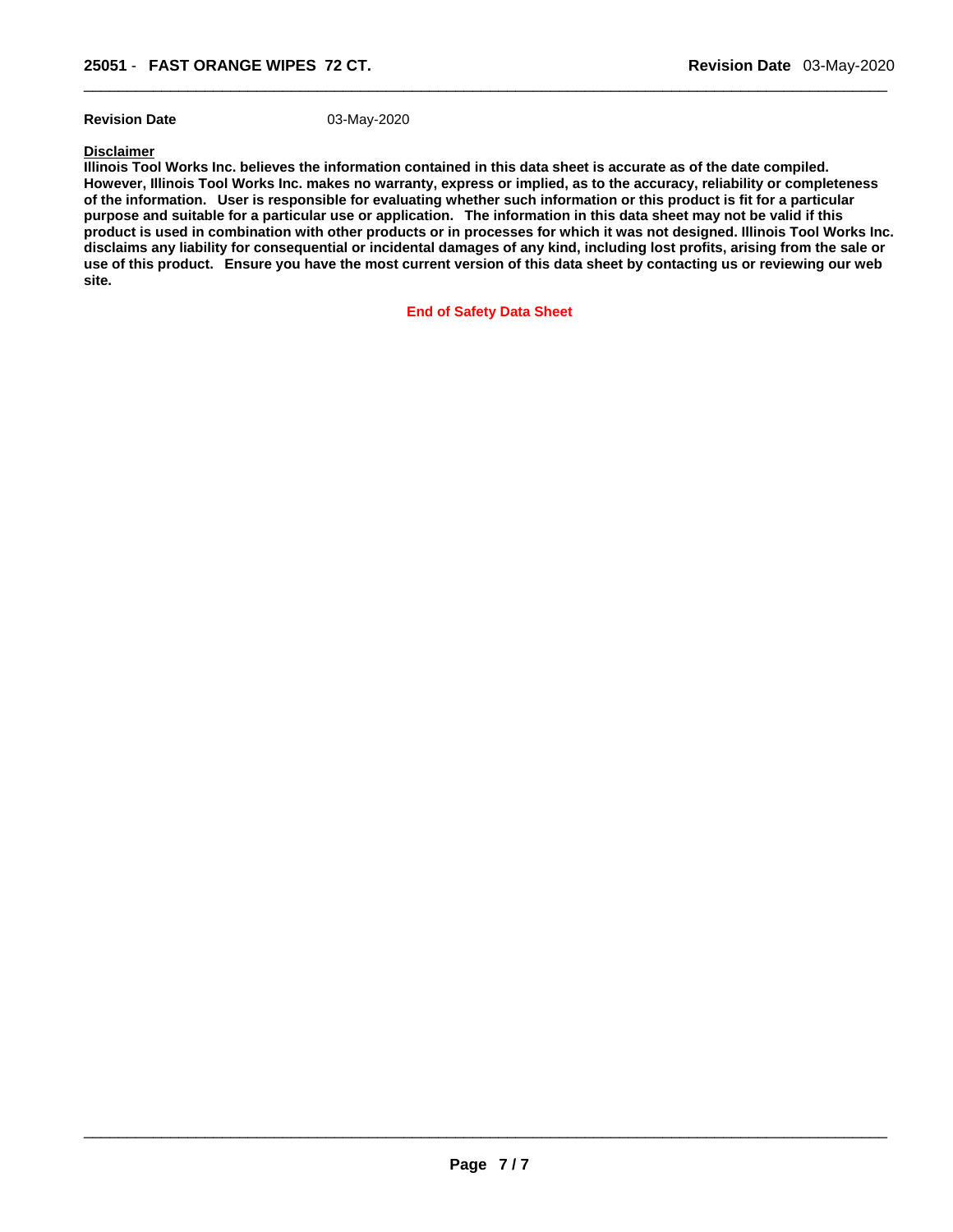**Revision Date** 03-May-2020

**Disclaimer**

**Illinois Tool Works Inc. believes the information contained in this data sheet is accurate as of the date compiled. However, Illinois Tool Works Inc. makes no warranty, express or implied, as to the accuracy, reliability or completeness of the information. User is responsible for evaluating whether such information or this product is fit for a particular purpose and suitable for a particular use or application. The information in this data sheet may not be valid if this product is used in combination with other products or in processes for which it was not designed. Illinois Tool Works Inc. disclaims any liability for consequential or incidental damages of any kind, including lost profits, arising from the sale or use of this product. Ensure you have the most current version of this data sheet by contacting us or reviewing our web site.**

**End of Safety Data Sheet**